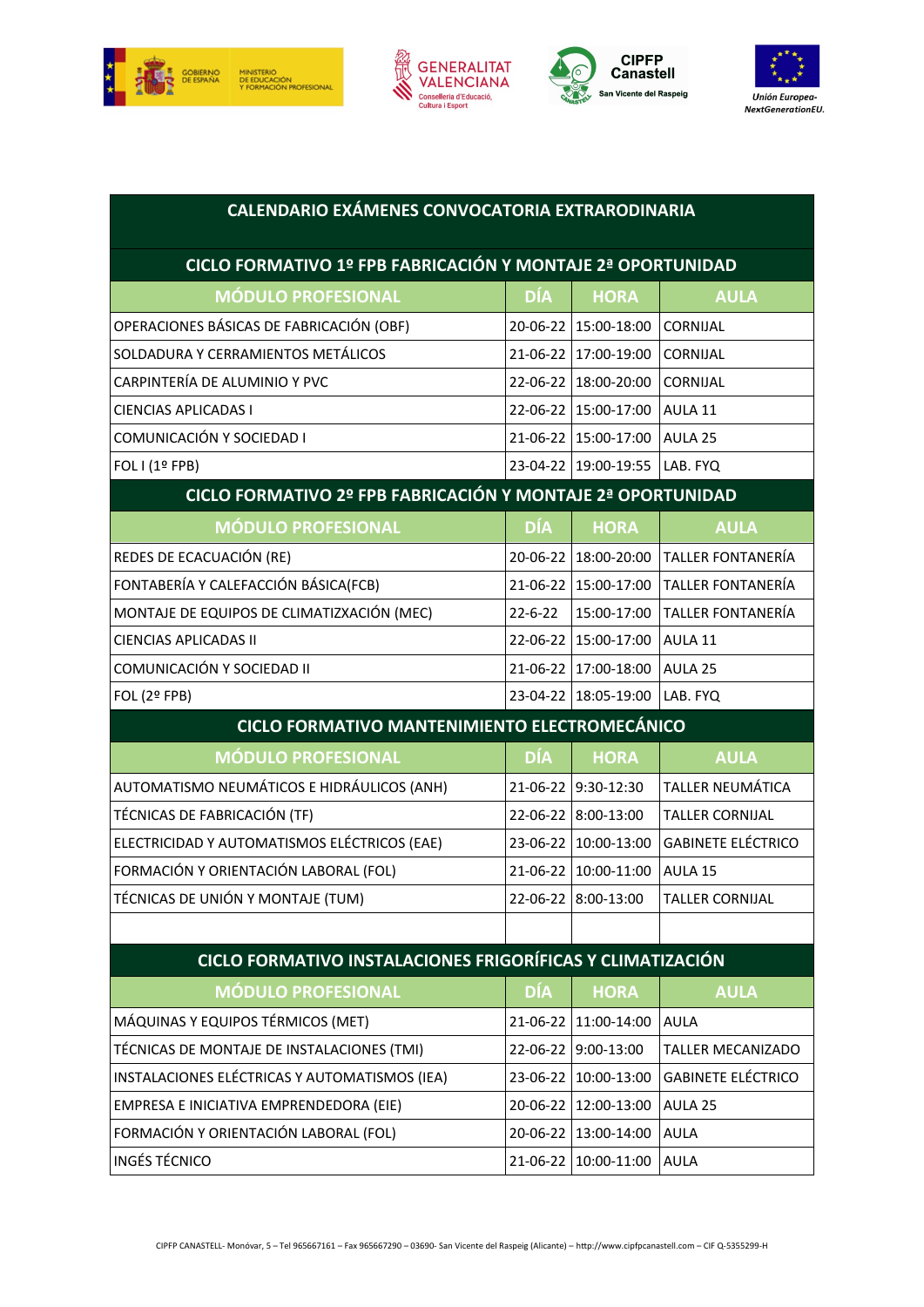# CALENDARIO EXÁMENES CONVOCATORIA EXTRARODINARIA

## CICLO FORMATIVO 1º FPB FABRICACIÓN Y MONTAJE 2ª OPORTUNIDAD

| MÓDULO PROFESIONAL | DÍA | HORA | AULA |
|---|---|---|---|
| OPERACIONES BÁSICAS DE FABRICACIÓN (OBF) | 20-06-22 | 15:00-18:00 | CORNIJAL |
| SOLDADURA Y CERRAMIENTOS METÁLICOS | 21-06-22 | 17:00-19:00 | CORNIJAL |
| CARPINTERÍA DE ALUMINIO Y PVC | 22-06-22 | 18:00-20:00 | CORNIJAL |
| CIENCIAS APLICADAS I | 22-06-22 | 15:00-17:00 | AULA 11 |
| COMUNICACIÓN Y SOCIEDAD I | 21-06-22 | 15:00-17:00 | AULA 25 |
| FOL I (1º FPB) | 23-04-22 | 19:00-19:55 | LAB. FYQ |

## CICLO FORMATIVO 2º FPB FABRICACIÓN Y MONTAJE 2ª OPORTUNIDAD

| MÓDULO PROFESIONAL | DÍA | HORA | AULA |
|---|---|---|---|
| REDES DE ECACUACIÓN (RE) | 20-06-22 | 18:00-20:00 | TALLER FONTANERÍA |
| FONTABERÍA Y CALEFACCIÓN BÁSICA(FCB) | 21-06-22 | 15:00-17:00 | TALLER FONTANERÍA |
| MONTAJE DE EQUIPOS DE CLIMATIZXACIÓN (MEC) | 22-6-22 | 15:00-17:00 | TALLER FONTANERÍA |
| CIENCIAS APLICADAS II | 22-06-22 | 15:00-17:00 | AULA 11 |
| COMUNICACIÓN Y SOCIEDAD II | 21-06-22 | 17:00-18:00 | AULA 25 |
| FOL (2º FPB) | 23-04-22 | 18:05-19:00 | LAB. FYQ |

## CICLO FORMATIVO MANTENIMIENTO ELECTROMECÁNICO

| MÓDULO PROFESIONAL | DÍA | HORA | AULA |
|---|---|---|---|
| AUTOMATISMO NEUMÁTICOS E HIDRÁULICOS (ANH) | 21-06-22 | 9:30-12:30 | TALLER NEUMÁTICA |
| TÉCNICAS DE FABRICACIÓN (TF) | 22-06-22 | 8:00-13:00 | TALLER CORNIJAL |
| ELECTRICIDAD Y AUTOMATISMOS ELÉCTRICOS (EAE) | 23-06-22 | 10:00-13:00 | GABINETE ELÉCTRICO |
| FORMACIÓN Y ORIENTACIÓN LABORAL (FOL) | 21-06-22 | 10:00-11:00 | AULA 15 |
| TÉCNICAS DE UNIÓN Y MONTAJE (TUM) | 22-06-22 | 8:00-13:00 | TALLER CORNIJAL |
| | | | |

## CICLO FORMATIVO INSTALACIONES FRIGORÍFICAS Y CLIMATIZACIÓN

| MÓDULO PROFESIONAL | DÍA | HORA | AULA |
|---|---|---|---|
| MÁQUINAS Y EQUIPOS TÉRMICOS (MET) | 21-06-22 | 11:00-14:00 | AULA |
| TÉCNICAS DE MONTAJE DE INSTALACIONES (TMI) | 22-06-22 | 9:00-13:00 | TALLER MECANIZADO |
| INSTALACIONES ELÉCTRICAS Y AUTOMATISMOS (IEA) | 23-06-22 | 10:00-13:00 | GABINETE ELÉCTRICO |
| EMPRESA E INICIATIVA EMPRENDEDORA (EIE) | 20-06-22 | 12:00-13:00 | AULA 25 |
| FORMACIÓN Y ORIENTACIÓN LABORAL (FOL) | 20-06-22 | 13:00-14:00 | AULA |
| INGÉS TÉCNICO | 21-06-22 | 10:00-11:00 | AULA |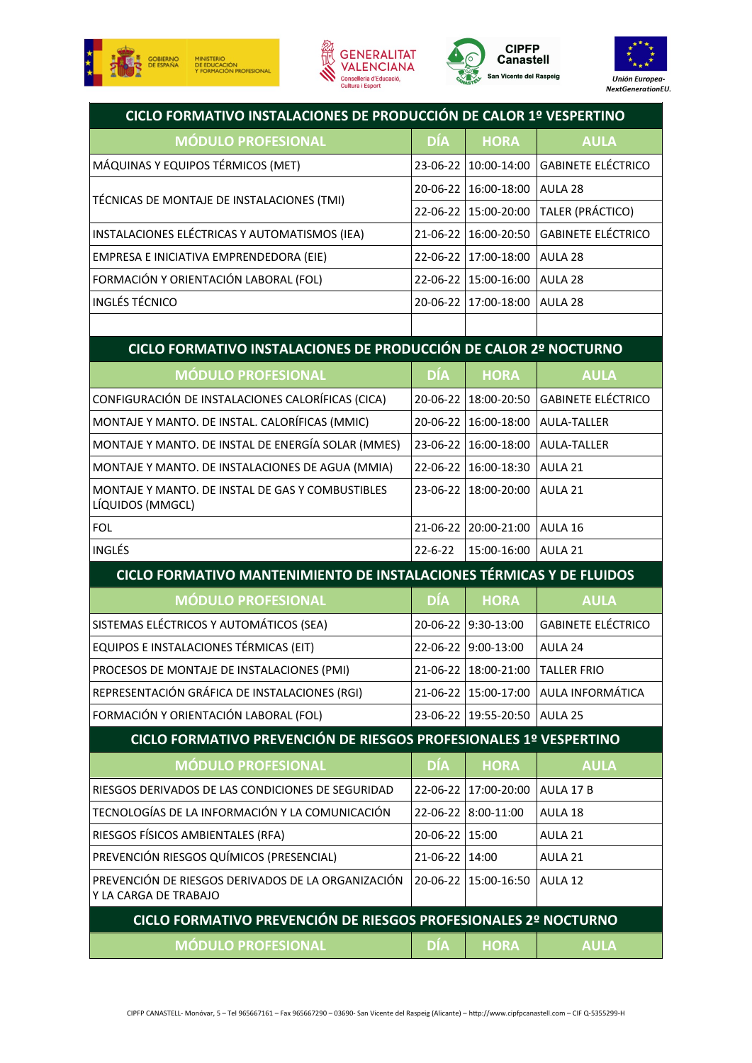## CICLO FORMATIVO INSTALACIONES DE PRODUCCIÓN DE CALOR 1º VESPERTINO

| MÓDULO PROFESIONAL | DÍA | HORA | AULA |
|---|---|---|---|
| MÁQUINAS Y EQUIPOS TÉRMICOS (MET) | 23-06-22 | 10:00-14:00 | GABINETE ELÉCTRICO |
| TÉCNICAS DE MONTAJE DE INSTALACIONES (TMI) | 20-06-22 | 16:00-18:00 | AULA 28 |
| | 22-06-22 | 15:00-20:00 | TALER (PRÁCTICO) |
| INSTALACIONES ELÉCTRICAS Y AUTOMATISMOS (IEA) | 21-06-22 | 16:00-20:50 | GABINETE ELÉCTRICO |
| EMPRESA E INICIATIVA EMPRENDEDORA (EIE) | 22-06-22 | 17:00-18:00 | AULA 28 |
| FORMACIÓN Y ORIENTACIÓN LABORAL (FOL) | 22-06-22 | 15:00-16:00 | AULA 28 |
| INGLÉS TÉCNICO | 20-06-22 | 17:00-18:00 | AULA 28 |

## CICLO FORMATIVO INSTALACIONES DE PRODUCCIÓN DE CALOR 2º NOCTURNO

| MÓDULO PROFESIONAL | DÍA | HORA | AULA |
|---|---|---|---|
| CONFIGURACIÓN DE INSTALACIONES CALORÍFICAS (CICA) | 20-06-22 | 18:00-20:50 | GABINETE ELÉCTRICO |
| MONTAJE Y MANTO. DE INSTAL. CALORÍFICAS (MMIC) | 20-06-22 | 16:00-18:00 | AULA-TALLER |
| MONTAJE Y MANTO. DE INSTAL DE ENERGÍA SOLAR (MMES) | 23-06-22 | 16:00-18:00 | AULA-TALLER |
| MONTAJE Y MANTO. DE INSTALACIONES DE AGUA (MMIA) | 22-06-22 | 16:00-18:30 | AULA 21 |
| MONTAJE Y MANTO. DE INSTAL DE GAS Y COMBUSTIBLES LÍQUIDOS (MMGCL) | 23-06-22 | 18:00-20:00 | AULA 21 |
| FOL | 21-06-22 | 20:00-21:00 | AULA 16 |
| INGLÉS | 22-6-22 | 15:00-16:00 | AULA 21 |

## CICLO FORMATIVO MANTENIMIENTO DE INSTALACIONES TÉRMICAS Y DE FLUIDOS

| MÓDULO PROFESIONAL | DÍA | HORA | AULA |
|---|---|---|---|
| SISTEMAS ELÉCTRICOS Y AUTOMÁTICOS (SEA) | 20-06-22 | 9:30-13:00 | GABINETE ELÉCTRICO |
| EQUIPOS E INSTALACIONES TÉRMICAS (EIT) | 22-06-22 | 9:00-13:00 | AULA 24 |
| PROCESOS DE MONTAJE DE INSTALACIONES (PMI) | 21-06-22 | 18:00-21:00 | TALLER FRIO |
| REPRESENTACIÓN GRÁFICA DE INSTALACIONES (RGI) | 21-06-22 | 15:00-17:00 | AULA INFORMÁTICA |
| FORMACIÓN Y ORIENTACIÓN LABORAL (FOL) | 23-06-22 | 19:55-20:50 | AULA 25 |

## CICLO FORMATIVO PREVENCIÓN DE RIESGOS PROFESIONALES 1º VESPERTINO

| MÓDULO PROFESIONAL | DÍA | HORA | AULA |
|---|---|---|---|
| RIESGOS DERIVADOS DE LAS CONDICIONES DE SEGURIDAD | 22-06-22 | 17:00-20:00 | AULA 17 B |
| TECNOLOGÍAS DE LA INFORMACIÓN Y LA COMUNICACIÓN | 22-06-22 | 8:00-11:00 | AULA 18 |
| RIESGOS FÍSICOS AMBIENTALES (RFA) | 20-06-22 | 15:00 | AULA 21 |
| PREVENCIÓN RIESGOS QUÍMICOS (PRESENCIAL) | 21-06-22 | 14:00 | AULA 21 |
| PREVENCIÓN DE RIESGOS DERIVADOS DE LA ORGANIZACIÓN Y LA CARGA DE TRABAJO | 20-06-22 | 15:00-16:50 | AULA 12 |

## CICLO FORMATIVO PREVENCIÓN DE RIESGOS PROFESIONALES 2º NOCTURNO

| MÓDULO PROFESIONAL | DÍA | HORA | AULA |
|---|---|---|---|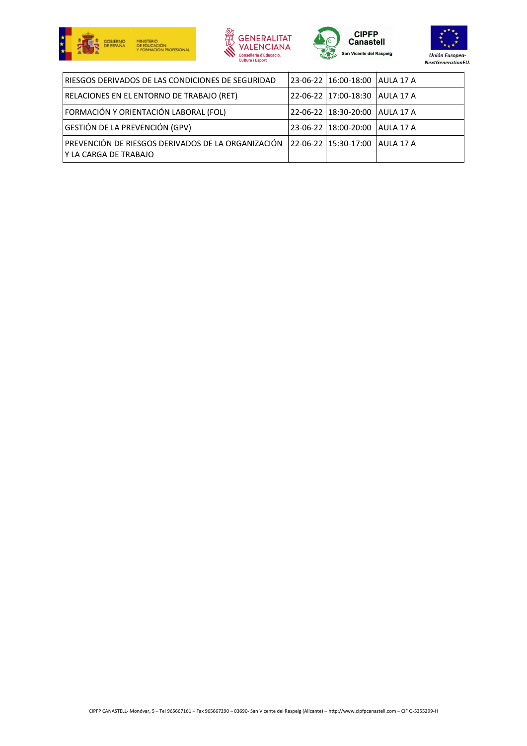| | | | |
|---|---|---|---|
| RIESGOS DERIVADOS DE LAS CONDICIONES DE SEGURIDAD | 23-06-22 | 16:00-18:00 | AULA 17 A |
| RELACIONES EN EL ENTORNO DE TRABAJO (RET) | 22-06-22 | 17:00-18:30 | AULA 17 A |
| FORMACIÓN Y ORIENTACIÓN LABORAL (FOL) | 22-06-22 | 18:30-20:00 | AULA 17 A |
| GESTIÓN DE LA PREVENCIÓN (GPV) | 23-06-22 | 18:00-20:00 | AULA 17 A |
| PREVENCIÓN DE RIESGOS DERIVADOS DE LA ORGANIZACIÓN Y LA CARGA DE TRABAJO | 22-06-22 | 15:30-17:00 | AULA 17 A |